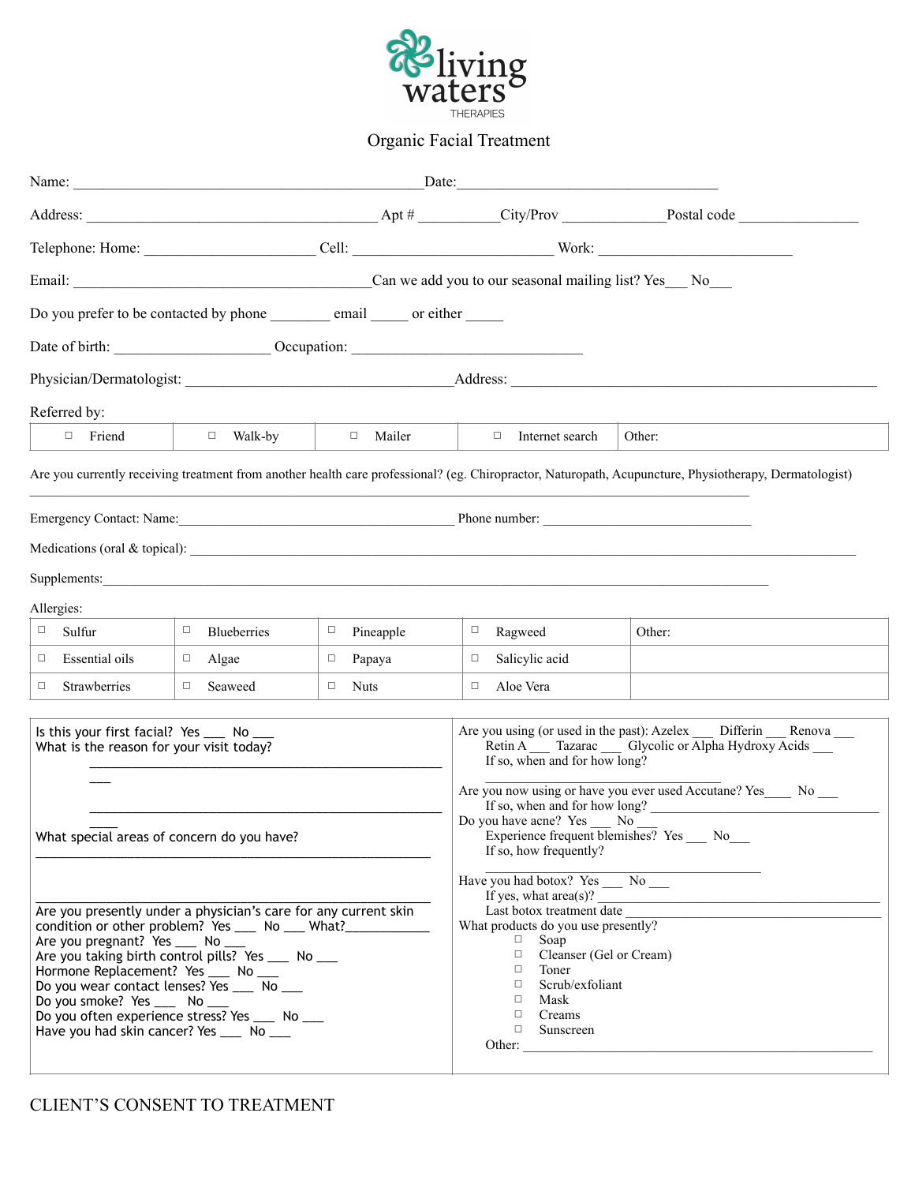# living waters
THERAPIES

## Organic Facial Treatment

Name: ______________________________________________ Date: ____________________________________

Address: _______________________________________ Apt # ___________ City/Prov ______________ Postal code ________________

Telephone: Home: ______________________ Cell: ___________________________ Work: __________________________

Email: _______________________________________ Can we add you to our seasonal mailing list? Yes___ No___

Do you prefer to be contacted by phone ________ email _____ or either _____

Date of birth: ____________________ Occupation: ______________________________

Physician/Dermatologist: ___________________________________ Address: ________________________________________________

Referred by:

| ☐ Friend | ☐ Walk-by | ☐ Mailer | ☐ Internet search | Other: |
|---|---|---|---|---|

Are you currently receiving treatment from another health care professional? (eg. Chiropractor, Naturopath, Acupuncture, Physiotherapy, Dermatologist)
_____________________________________________________________________________________________

Emergency Contact: Name: ____________________________________ Phone number: ___________________________

Medications (oral & topical): _______________________________________________________________________________

Supplements: _____________________________________________________________________________________________

Allergies:

| ☐ Sulfur | ☐ Blueberries | ☐ Pineapple | ☐ Ragweed | Other: |
|---|---|---|---|---|
| ☐ Essential oils | ☐ Algae | ☐ Papaya | ☐ Salicylic acid | |
| ☐ Strawberries | ☐ Seaweed | ☐ Nuts | ☐ Aloe Vera | |

Is this your first facial? Yes ___ No ___
What is the reason for your visit today?
_____________________________________________________
_____________________________________________________

What special areas of concern do you have?
_____________________________________________________
_____________________________________________________

Are you presently under a physician's care for any current skin condition or other problem? Yes ___ No ___ What?____________
Are you pregnant? Yes ___ No ___
Are you taking birth control pills? Yes ___ No ___
Hormone Replacement? Yes ___ No ___
Do you wear contact lenses? Yes ___ No ___
Do you smoke? Yes ___ No ___
Do you often experience stress? Yes ___ No ___
Have you had skin cancer? Yes ___ No ___

Are you using (or used in the past): Azelex ___ Differin ___ Renova ___
Retin A ___ Tazarac ___ Glycolic or Alpha Hydroxy Acids ___
If so, when and for how long?
_________________________________

Are you now using or have you ever used Accutane? Yes____ No ___
If so, when and for how long? _____________________________
Do you have acne? Yes ___ No ___
Experience frequent blemishes? Yes ___ No___
If so, how frequently?
_________________________________

Have you had botox? Yes ___ No ___
If yes, what area(s)? _____________________________
Last botox treatment date _____________________________
What products do you use presently?

- ☐ Soap
- ☐ Cleanser (Gel or Cream)
- ☐ Toner
- ☐ Scrub/exfoliant
- ☐ Mask
- ☐ Creams
- ☐ Sunscreen

Other: _____________________________________________

## CLIENT'S CONSENT TO TREATMENT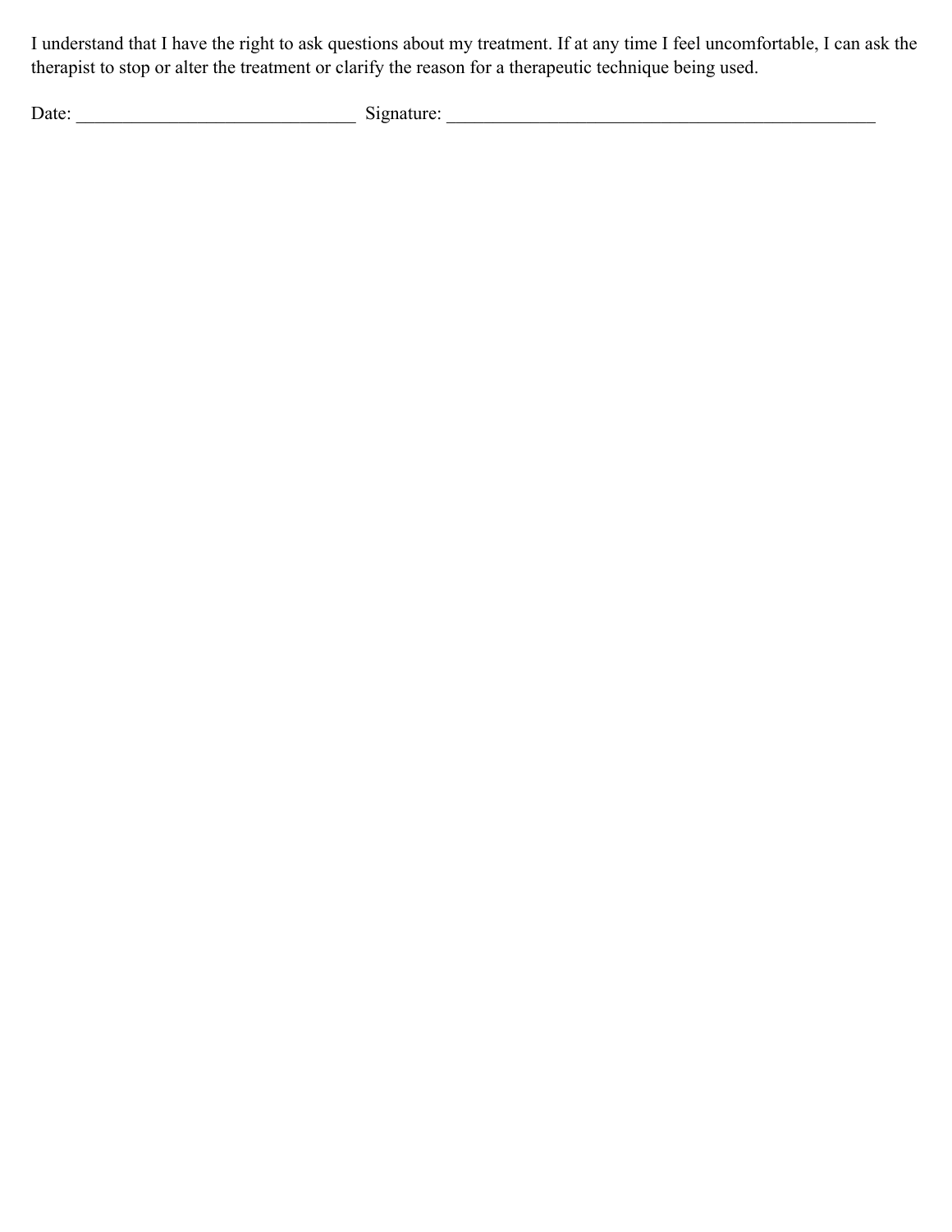I understand that I have the right to ask questions about my treatment. If at any time I feel uncomfortable, I can ask the therapist to stop or alter the treatment or clarify the reason for a therapeutic technique being used.

Date: ______________________________ Signature: ______________________________________________